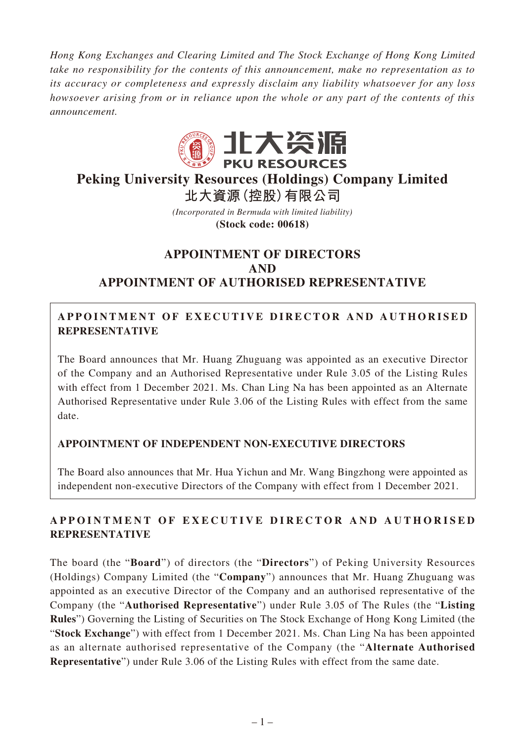*Hong Kong Exchanges and Clearing Limited and The Stock Exchange of Hong Kong Limited take no responsibility for the contents of this announcement, make no representation as to its accuracy or completeness and expressly disclaim any liability whatsoever for any loss howsoever arising from or in reliance upon the whole or any part of the contents of this announcement.*

北大资源
PKU RESOURCES

# Peking University Resources (Holdings) Company Limited
# 北大資源(控股)有限公司

*(Incorporated in Bermuda with limited liability)*

**(Stock code: 00618)**

## APPOINTMENT OF DIRECTORS AND APPOINTMENT OF AUTHORISED REPRESENTATIVE

> **APPOINTMENT OF EXECUTIVE DIRECTOR AND AUTHORISED REPRESENTATIVE**
>
> The Board announces that Mr. Huang Zhuguang was appointed as an executive Director of the Company and an Authorised Representative under Rule 3.05 of the Listing Rules with effect from 1 December 2021. Ms. Chan Ling Na has been appointed as an Alternate Authorised Representative under Rule 3.06 of the Listing Rules with effect from the same date.
>
> **APPOINTMENT OF INDEPENDENT NON-EXECUTIVE DIRECTORS**
>
> The Board also announces that Mr. Hua Yichun and Mr. Wang Bingzhong were appointed as independent non-executive Directors of the Company with effect from 1 December 2021.

### APPOINTMENT OF EXECUTIVE DIRECTOR AND AUTHORISED REPRESENTATIVE

The board (the "**Board**") of directors (the "**Directors**") of Peking University Resources (Holdings) Company Limited (the "**Company**") announces that Mr. Huang Zhuguang was appointed as an executive Director of the Company and an authorised representative of the Company (the "**Authorised Representative**") under Rule 3.05 of The Rules (the "**Listing Rules**") Governing the Listing of Securities on The Stock Exchange of Hong Kong Limited (the "**Stock Exchange**") with effect from 1 December 2021. Ms. Chan Ling Na has been appointed as an alternate authorised representative of the Company (the "**Alternate Authorised Representative**") under Rule 3.06 of the Listing Rules with effect from the same date.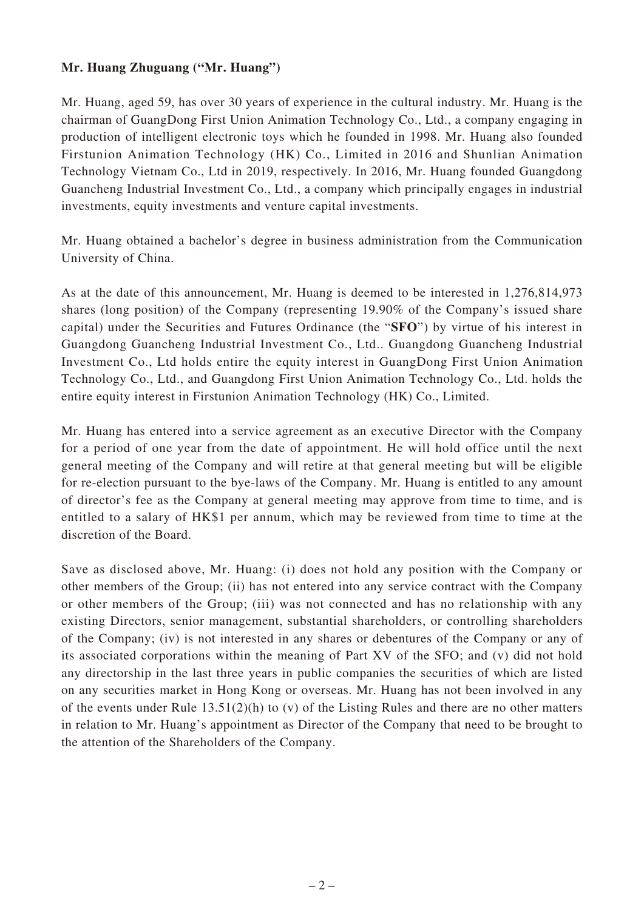**Mr. Huang Zhuguang ("Mr. Huang")**

Mr. Huang, aged 59, has over 30 years of experience in the cultural industry. Mr. Huang is the chairman of GuangDong First Union Animation Technology Co., Ltd., a company engaging in production of intelligent electronic toys which he founded in 1998. Mr. Huang also founded Firstunion Animation Technology (HK) Co., Limited in 2016 and Shunlian Animation Technology Vietnam Co., Ltd in 2019, respectively. In 2016, Mr. Huang founded Guangdong Guancheng Industrial Investment Co., Ltd., a company which principally engages in industrial investments, equity investments and venture capital investments.

Mr. Huang obtained a bachelor's degree in business administration from the Communication University of China.

As at the date of this announcement, Mr. Huang is deemed to be interested in 1,276,814,973 shares (long position) of the Company (representing 19.90% of the Company's issued share capital) under the Securities and Futures Ordinance (the "**SFO**") by virtue of his interest in Guangdong Guancheng Industrial Investment Co., Ltd.. Guangdong Guancheng Industrial Investment Co., Ltd holds entire the equity interest in GuangDong First Union Animation Technology Co., Ltd., and Guangdong First Union Animation Technology Co., Ltd. holds the entire equity interest in Firstunion Animation Technology (HK) Co., Limited.

Mr. Huang has entered into a service agreement as an executive Director with the Company for a period of one year from the date of appointment. He will hold office until the next general meeting of the Company and will retire at that general meeting but will be eligible for re-election pursuant to the bye-laws of the Company. Mr. Huang is entitled to any amount of director's fee as the Company at general meeting may approve from time to time, and is entitled to a salary of HK$1 per annum, which may be reviewed from time to time at the discretion of the Board.

Save as disclosed above, Mr. Huang: (i) does not hold any position with the Company or other members of the Group; (ii) has not entered into any service contract with the Company or other members of the Group; (iii) was not connected and has no relationship with any existing Directors, senior management, substantial shareholders, or controlling shareholders of the Company; (iv) is not interested in any shares or debentures of the Company or any of its associated corporations within the meaning of Part XV of the SFO; and (v) did not hold any directorship in the last three years in public companies the securities of which are listed on any securities market in Hong Kong or overseas. Mr. Huang has not been involved in any of the events under Rule 13.51(2)(h) to (v) of the Listing Rules and there are no other matters in relation to Mr. Huang's appointment as Director of the Company that need to be brought to the attention of the Shareholders of the Company.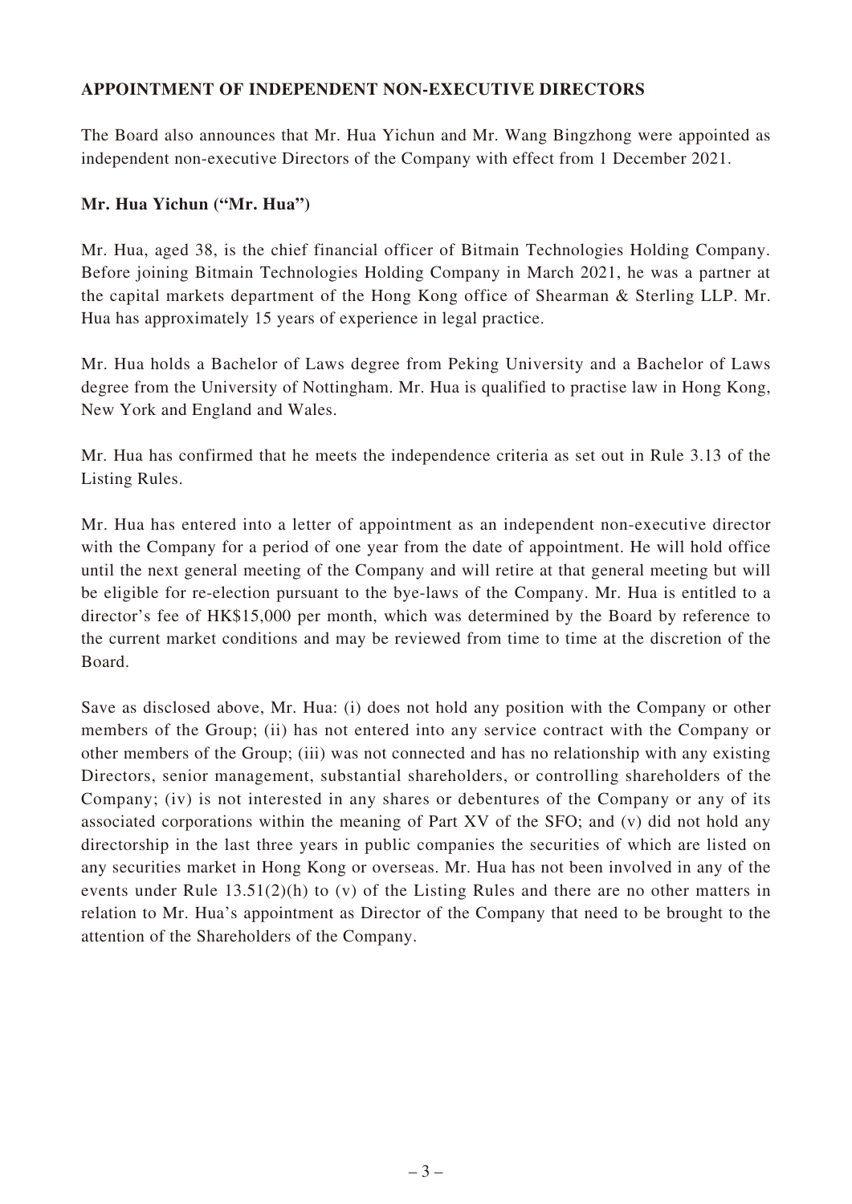## APPOINTMENT OF INDEPENDENT NON-EXECUTIVE DIRECTORS

The Board also announces that Mr. Hua Yichun and Mr. Wang Bingzhong were appointed as independent non-executive Directors of the Company with effect from 1 December 2021.

### Mr. Hua Yichun ("Mr. Hua")

Mr. Hua, aged 38, is the chief financial officer of Bitmain Technologies Holding Company. Before joining Bitmain Technologies Holding Company in March 2021, he was a partner at the capital markets department of the Hong Kong office of Shearman & Sterling LLP. Mr. Hua has approximately 15 years of experience in legal practice.

Mr. Hua holds a Bachelor of Laws degree from Peking University and a Bachelor of Laws degree from the University of Nottingham. Mr. Hua is qualified to practise law in Hong Kong, New York and England and Wales.

Mr. Hua has confirmed that he meets the independence criteria as set out in Rule 3.13 of the Listing Rules.

Mr. Hua has entered into a letter of appointment as an independent non-executive director with the Company for a period of one year from the date of appointment. He will hold office until the next general meeting of the Company and will retire at that general meeting but will be eligible for re-election pursuant to the bye-laws of the Company. Mr. Hua is entitled to a director's fee of HK$15,000 per month, which was determined by the Board by reference to the current market conditions and may be reviewed from time to time at the discretion of the Board.

Save as disclosed above, Mr. Hua: (i) does not hold any position with the Company or other members of the Group; (ii) has not entered into any service contract with the Company or other members of the Group; (iii) was not connected and has no relationship with any existing Directors, senior management, substantial shareholders, or controlling shareholders of the Company; (iv) is not interested in any shares or debentures of the Company or any of its associated corporations within the meaning of Part XV of the SFO; and (v) did not hold any directorship in the last three years in public companies the securities of which are listed on any securities market in Hong Kong or overseas. Mr. Hua has not been involved in any of the events under Rule 13.51(2)(h) to (v) of the Listing Rules and there are no other matters in relation to Mr. Hua's appointment as Director of the Company that need to be brought to the attention of the Shareholders of the Company.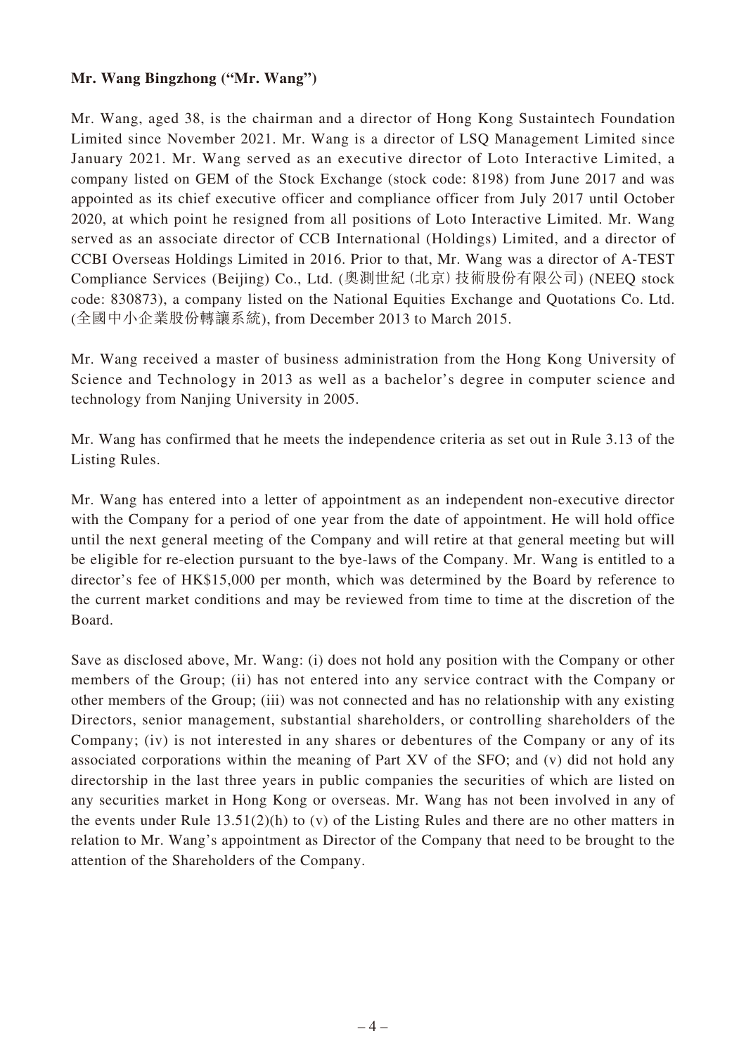**Mr. Wang Bingzhong ("Mr. Wang")**

Mr. Wang, aged 38, is the chairman and a director of Hong Kong Sustaintech Foundation Limited since November 2021. Mr. Wang is a director of LSQ Management Limited since January 2021. Mr. Wang served as an executive director of Loto Interactive Limited, a company listed on GEM of the Stock Exchange (stock code: 8198) from June 2017 and was appointed as its chief executive officer and compliance officer from July 2017 until October 2020, at which point he resigned from all positions of Loto Interactive Limited. Mr. Wang served as an associate director of CCB International (Holdings) Limited, and a director of CCBI Overseas Holdings Limited in 2016. Prior to that, Mr. Wang was a director of A-TEST Compliance Services (Beijing) Co., Ltd. (奧測世紀（北京）技術股份有限公司) (NEEQ stock code: 830873), a company listed on the National Equities Exchange and Quotations Co. Ltd. (全國中小企業股份轉讓系統), from December 2013 to March 2015.

Mr. Wang received a master of business administration from the Hong Kong University of Science and Technology in 2013 as well as a bachelor's degree in computer science and technology from Nanjing University in 2005.

Mr. Wang has confirmed that he meets the independence criteria as set out in Rule 3.13 of the Listing Rules.

Mr. Wang has entered into a letter of appointment as an independent non-executive director with the Company for a period of one year from the date of appointment. He will hold office until the next general meeting of the Company and will retire at that general meeting but will be eligible for re-election pursuant to the bye-laws of the Company. Mr. Wang is entitled to a director's fee of HK$15,000 per month, which was determined by the Board by reference to the current market conditions and may be reviewed from time to time at the discretion of the Board.

Save as disclosed above, Mr. Wang: (i) does not hold any position with the Company or other members of the Group; (ii) has not entered into any service contract with the Company or other members of the Group; (iii) was not connected and has no relationship with any existing Directors, senior management, substantial shareholders, or controlling shareholders of the Company; (iv) is not interested in any shares or debentures of the Company or any of its associated corporations within the meaning of Part XV of the SFO; and (v) did not hold any directorship in the last three years in public companies the securities of which are listed on any securities market in Hong Kong or overseas. Mr. Wang has not been involved in any of the events under Rule 13.51(2)(h) to (v) of the Listing Rules and there are no other matters in relation to Mr. Wang's appointment as Director of the Company that need to be brought to the attention of the Shareholders of the Company.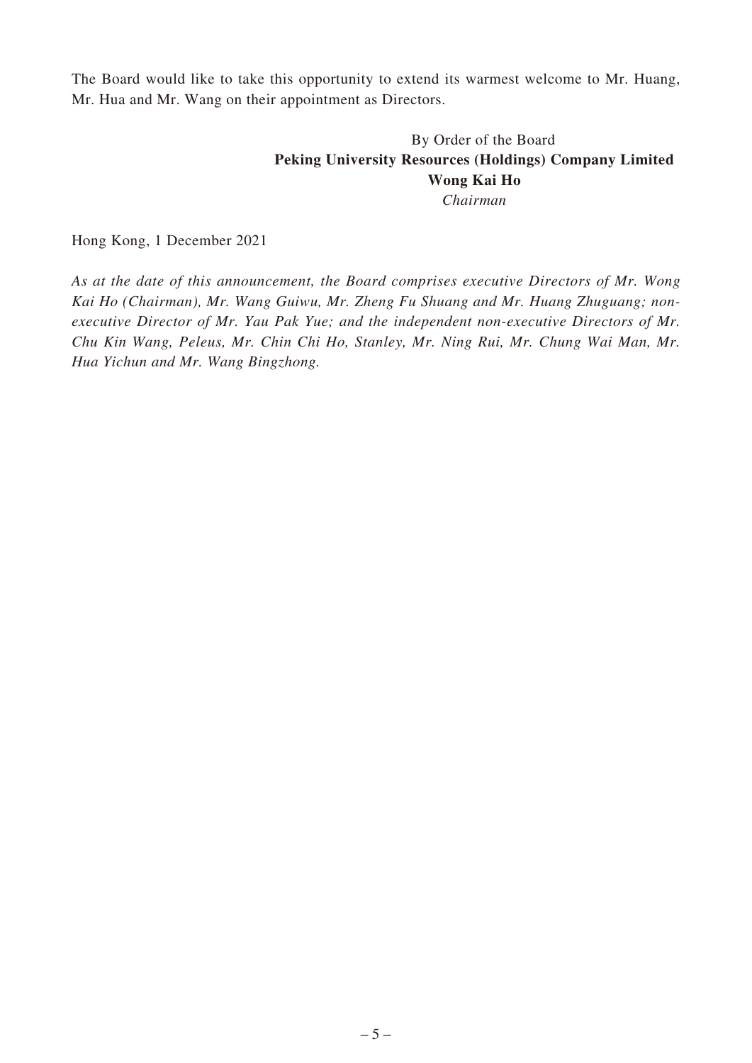The Board would like to take this opportunity to extend its warmest welcome to Mr. Huang, Mr. Hua and Mr. Wang on their appointment as Directors.

By Order of the Board
**Peking University Resources (Holdings) Company Limited**
**Wong Kai Ho**
*Chairman*

Hong Kong, 1 December 2021

*As at the date of this announcement, the Board comprises executive Directors of Mr. Wong Kai Ho (Chairman), Mr. Wang Guiwu, Mr. Zheng Fu Shuang and Mr. Huang Zhuguang; non-executive Director of Mr. Yau Pak Yue; and the independent non-executive Directors of Mr. Chu Kin Wang, Peleus, Mr. Chin Chi Ho, Stanley, Mr. Ning Rui, Mr. Chung Wai Man, Mr. Hua Yichun and Mr. Wang Bingzhong.*